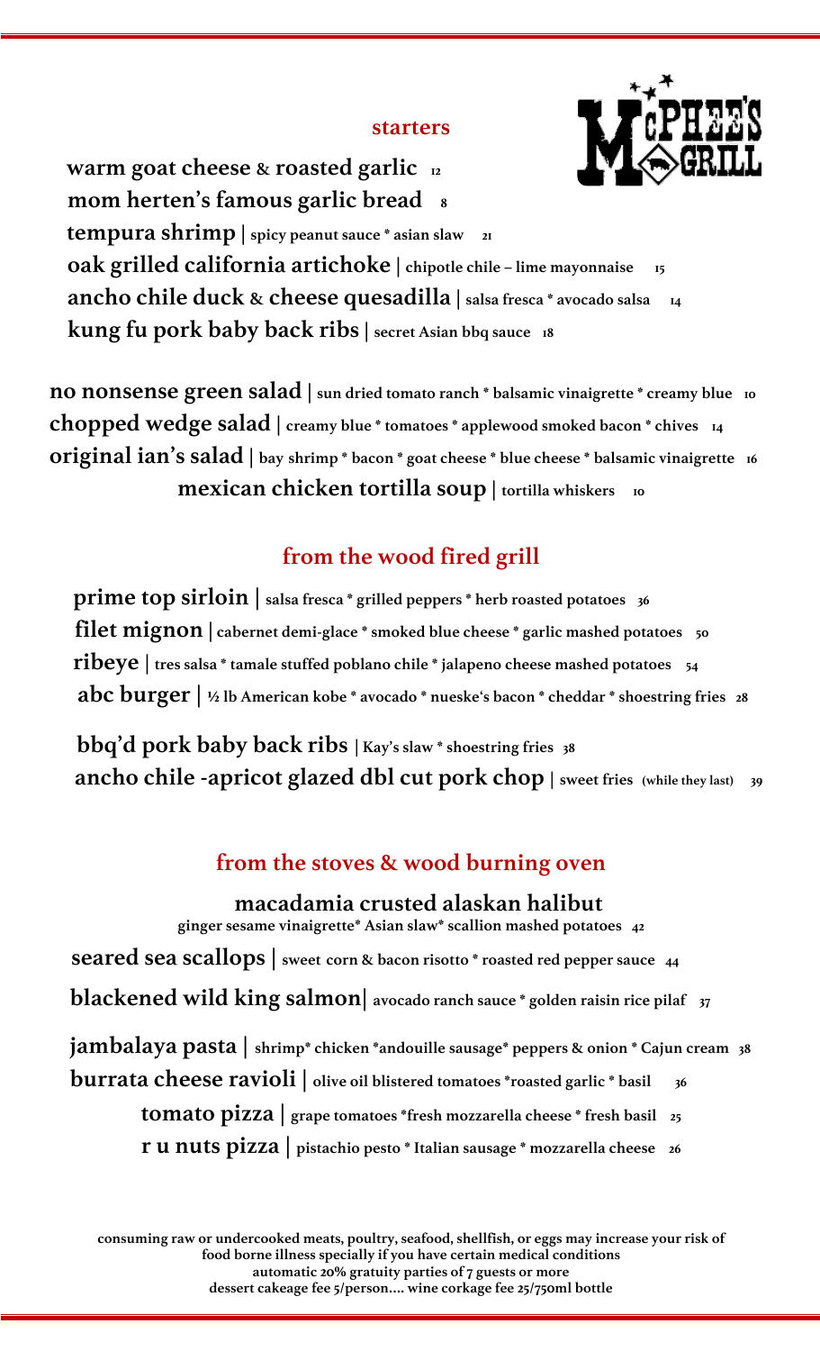McPHEE'S GRILL

## starters

**warm goat cheese & roasted garlic** 12

**mom herten's famous garlic bread** 8

**tempura shrimp** | spicy peanut sauce * asian slaw 21

**oak grilled california artichoke** | chipotle chile – lime mayonnaise 15

**ancho chile duck & cheese quesadilla** | salsa fresca * avocado salsa 14

**kung fu pork baby back ribs** | secret Asian bbq sauce 18

**no nonsense green salad** | sun dried tomato ranch * balsamic vinaigrette * creamy blue 10

**chopped wedge salad** | creamy blue * tomatoes * applewood smoked bacon * chives 14

**original ian's salad** | bay shrimp * bacon * goat cheese * blue cheese * balsamic vinaigrette 16

**mexican chicken tortilla soup** | tortilla whiskers 10

## from the wood fired grill

**prime top sirloin** | salsa fresca * grilled peppers * herb roasted potatoes 36

**filet mignon** | cabernet demi-glace * smoked blue cheese * garlic mashed potatoes 50

**ribeye** | tres salsa * tamale stuffed poblano chile * jalapeno cheese mashed potatoes 54

**abc burger** | ½ lb American kobe * avocado * nueske's bacon * cheddar * shoestring fries 28

**bbq'd pork baby back ribs** | Kay's slaw * shoestring fries 38

**ancho chile -apricot glazed dbl cut pork chop** | sweet fries (while they last) 39

## from the stoves & wood burning oven

**macadamia crusted alaskan halibut**
ginger sesame vinaigrette* Asian slaw* scallion mashed potatoes 42

**seared sea scallops** | sweet corn & bacon risotto * roasted red pepper sauce 44

**blackened wild king salmon** | avocado ranch sauce * golden raisin rice pilaf 37

**jambalaya pasta** | shrimp* chicken *andouille sausage* peppers & onion * Cajun cream 38

**burrata cheese ravioli** | olive oil blistered tomatoes *roasted garlic * basil 36

**tomato pizza** | grape tomatoes *fresh mozzarella cheese * fresh basil 25

**r u nuts pizza** | pistachio pesto * Italian sausage * mozzarella cheese 26

consuming raw or undercooked meats, poultry, seafood, shellfish, or eggs may increase your risk of food borne illness specially if you have certain medical conditions
automatic 20% gratuity parties of 7 guests or more
dessert cakeage fee 5/person.... wine corkage fee 25/750ml bottle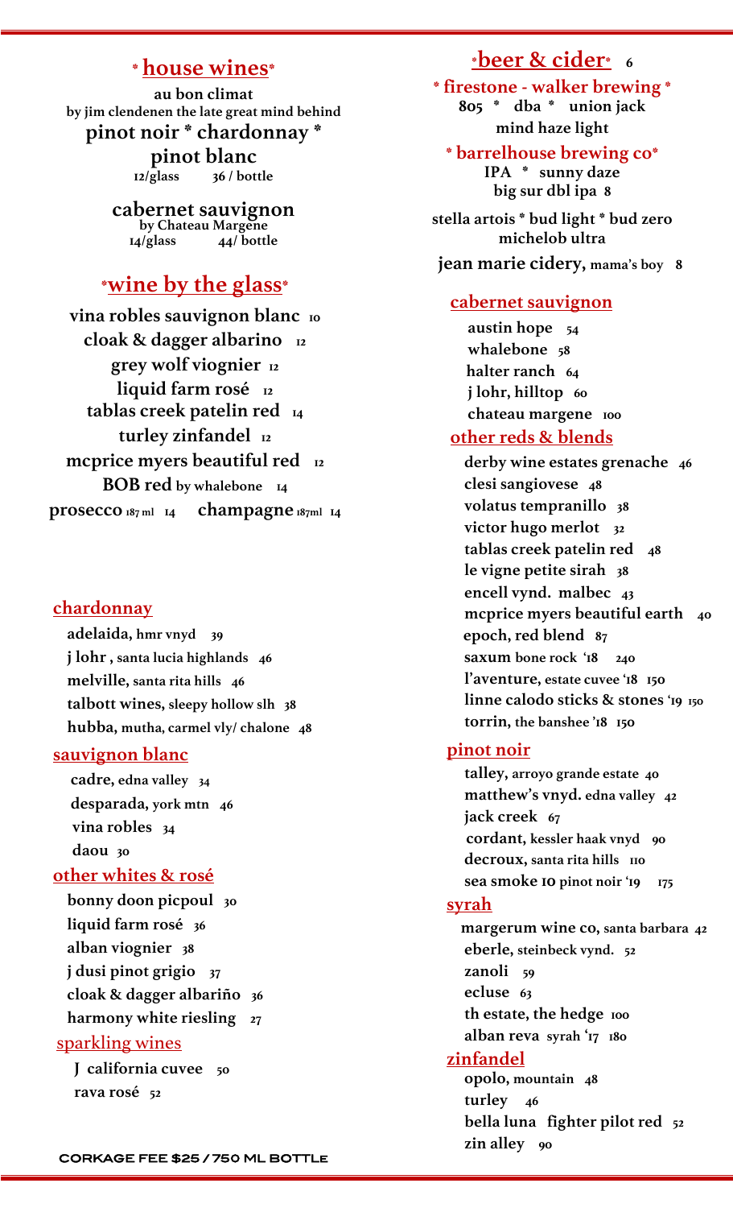## * house wines*

au bon climat
by jim clendenen the late great mind behind
**pinot noir * chardonnay * pinot blanc**
12/glass 36 / bottle

**cabernet sauvignon**
by Chateau Margene
14/glass 44/ bottle

## *wine by the glass*

vina robles sauvignon blanc 10
cloak & dagger albarino 12
grey wolf viognier 12
liquid farm rosé 12
tablas creek patelin red 14
turley zinfandel 12
mcprice myers beautiful red 12
BOB red by whalebone 14
prosecco 187 ml 14 champagne 187ml 14

### chardonnay

adelaida, hmr vnyd 39
j lohr , santa lucia highlands 46
melville, santa rita hills 46
talbott wines, sleepy hollow slh 38
hubba, mutha, carmel vly/ chalone 48

### sauvignon blanc

cadre, edna valley 34
desparada, york mtn 46
vina robles 34
daou 30

### other whites & rosé

bonny doon picpoul 30
liquid farm rosé 36
alban viognier 38
j dusi pinot grigio 37
cloak & dagger albariño 36
harmony white riesling 27

### sparkling wines

J california cuvee 50
rava rosé 52

CORKAGE FEE $25 / 750 ML BOTTLE

## *beer & cider* 6

**\* firestone - walker brewing ***
805 * dba * union jack
mind haze light

**\* barrelhouse brewing co***
IPA * sunny daze
big sur dbl ipa 8

stella artois * bud light * bud zero
michelob ultra

jean marie cidery, mama's boy 8

### cabernet sauvignon

austin hope 54
whalebone 58
halter ranch 64
j lohr, hilltop 60
chateau margene 100

### other reds & blends

derby wine estates grenache 46
clesi sangiovese 48
volatus tempranillo 38
victor hugo merlot 32
tablas creek patelin red 48
le vigne petite sirah 38
encell vynd. malbec 43
mcprice myers beautiful earth 40
epoch, red blend 87
saxum bone rock '18 240
l'aventure, estate cuvee '18 150
linne calodo sticks & stones '19 150
torrin, the banshee '18 150

### pinot noir

talley, arroyo grande estate 40
matthew's vnyd. edna valley 42
jack creek 67
cordant, kessler haak vnyd 90
decroux, santa rita hills 110
sea smoke 10 pinot noir '19 175

### syrah

margerum wine co, santa barbara 42
eberle, steinbeck vynd. 52
zanoli 59
ecluse 63
th estate, the hedge 100
alban reva syrah '17 180

### zinfandel

opolo, mountain 48
turley 46
bella luna fighter pilot red 52
zin alley 90